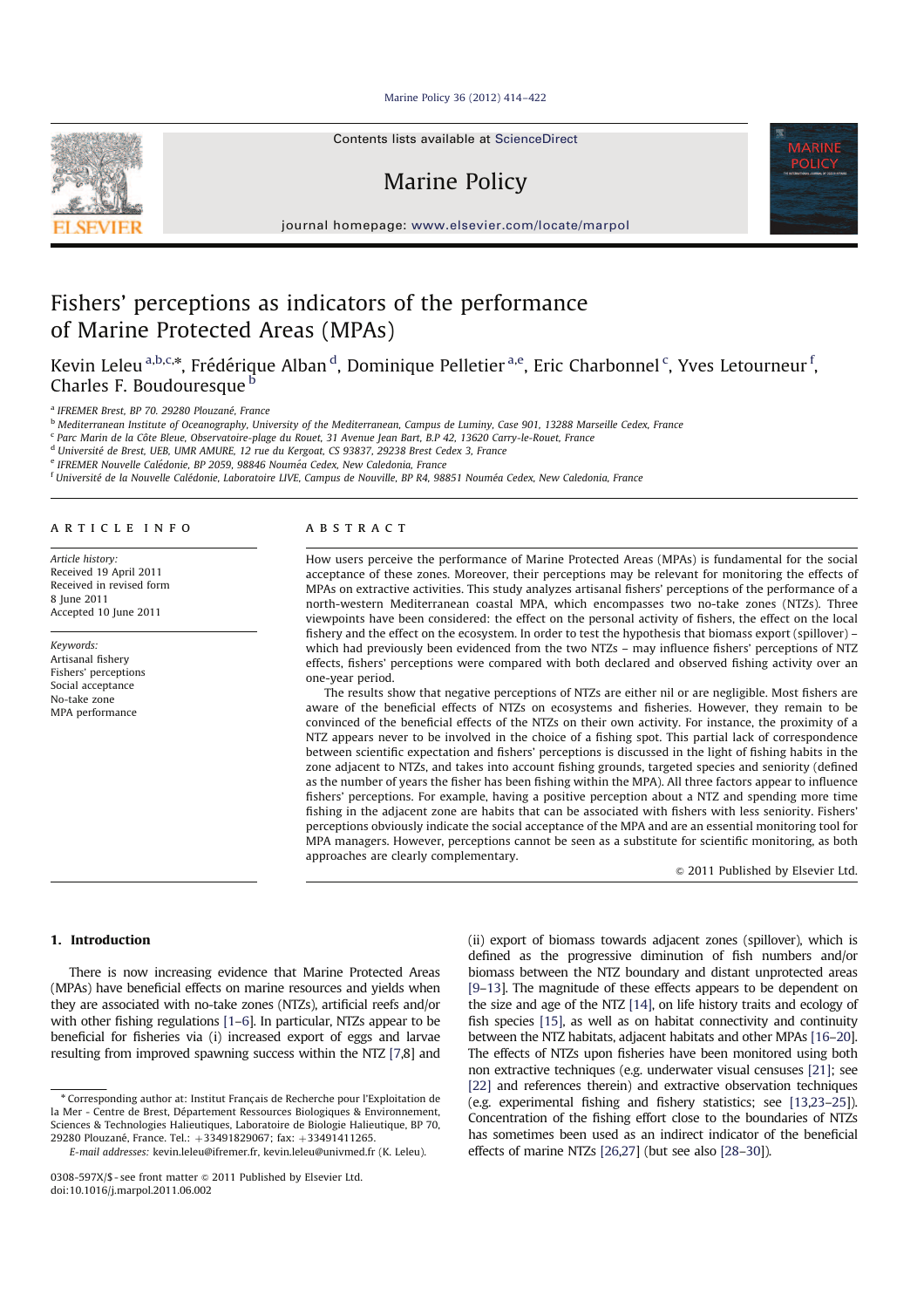# Fishers' perceptions as indicators of the performance of Marine Protected Areas (MPAs)

Kevin Leleu [a,b,c,*], Frédérique Alban [d], Dominique Pelletier [a,e], Eric Charbonnel [c], Yves Letourneur [f], Charles F. Boudouresque [b]

[a] IFREMER Brest, BP 70. 29280 Plouzané, France
[b] Mediterranean Institute of Oceanography, University of the Mediterranean, Campus de Luminy, Case 901, 13288 Marseille Cedex, France
[c] Parc Marin de la Côte Bleue, Observatoire-plage du Rouet, 31 Avenue Jean Bart, B.P 42, 13620 Carry-le-Rouet, France
[d] Université de Brest, UEB, UMR AMURE, 12 rue du Kergoat, CS 93837, 29238 Brest Cedex 3, France
[e] IFREMER Nouvelle Calédonie, BP 2059, 98846 Nouméa Cedex, New Caledonia, France
[f] Université de la Nouvelle Calédonie, Laboratoire LIVE, Campus de Nouville, BP R4, 98851 Nouméa Cedex, New Caledonia, France

## ARTICLE INFO

*Article history:*
Received 19 April 2011
Received in revised form
8 June 2011
Accepted 10 June 2011

*Keywords:*
Artisanal fishery
Fishers' perceptions
Social acceptance
No-take zone
MPA performance

## ABSTRACT

How users perceive the performance of Marine Protected Areas (MPAs) is fundamental for the social acceptance of these zones. Moreover, their perceptions may be relevant for monitoring the effects of MPAs on extractive activities. This study analyzes artisanal fishers' perceptions of the performance of a north-western Mediterranean coastal MPA, which encompasses two no-take zones (NTZs). Three viewpoints have been considered: the effect on the personal activity of fishers, the effect on the local fishery and the effect on the ecosystem. In order to test the hypothesis that biomass export (spillover) – which had previously been evidenced from the two NTZs – may influence fishers' perceptions of NTZ effects, fishers' perceptions were compared with both declared and observed fishing activity over an one-year period.

The results show that negative perceptions of NTZs are either nil or are negligible. Most fishers are aware of the beneficial effects of NTZs on ecosystems and fisheries. However, they remain to be convinced of the beneficial effects of the NTZs on their own activity. For instance, the proximity of a NTZ appears never to be involved in the choice of a fishing spot. This partial lack of correspondence between scientific expectation and fishers' perceptions is discussed in the light of fishing habits in the zone adjacent to NTZs, and takes into account fishing grounds, targeted species and seniority (defined as the number of years the fisher has been fishing within the MPA). All three factors appear to influence fishers' perceptions. For example, having a positive perception about a NTZ and spending more time fishing in the adjacent zone are habits that can be associated with fishers with less seniority. Fishers' perceptions obviously indicate the social acceptance of the MPA and are an essential monitoring tool for MPA managers. However, perceptions cannot be seen as a substitute for scientific monitoring, as both approaches are clearly complementary.

© 2011 Published by Elsevier Ltd.

## 1. Introduction

There is now increasing evidence that Marine Protected Areas (MPAs) have beneficial effects on marine resources and yields when they are associated with no-take zones (NTZs), artificial reefs and/or with other fishing regulations [1–6]. In particular, NTZs appear to be beneficial for fisheries via (i) increased export of eggs and larvae resulting from improved spawning success within the NTZ [7,8] and (ii) export of biomass towards adjacent zones (spillover), which is defined as the progressive diminution of fish numbers and/or biomass between the NTZ boundary and distant unprotected areas [9–13]. The magnitude of these effects appears to be dependent on the size and age of the NTZ [14], on life history traits and ecology of fish species [15], as well as on habitat connectivity and continuity between the NTZ habitats, adjacent habitats and other MPAs [16–20]. The effects of NTZs upon fisheries have been monitored using both non extractive techniques (e.g. underwater visual censuses [21]; see [22] and references therein) and extractive observation techniques (e.g. experimental fishing and fishery statistics; see [13,23–25]). Concentration of the fishing effort close to the boundaries of NTZs has sometimes been used as an indirect indicator of the beneficial effects of marine NTZs [26,27] (but see also [28–30]).

* Corresponding author at: Institut Français de Recherche pour l'Exploitation de la Mer - Centre de Brest, Département Ressources Biologiques & Environnement, Sciences & Technologies Halieutiques, Laboratoire de Biologie Halieutique, BP 70, 29280 Plouzané, France. Tel.: +33491829067; fax: +33491411265.
*E-mail addresses:* kevin.leleu@ifremer.fr, kevin.leleu@univmed.fr (K. Leleu).

0308-597X/$ - see front matter © 2011 Published by Elsevier Ltd.
doi:10.1016/j.marpol.2011.06.002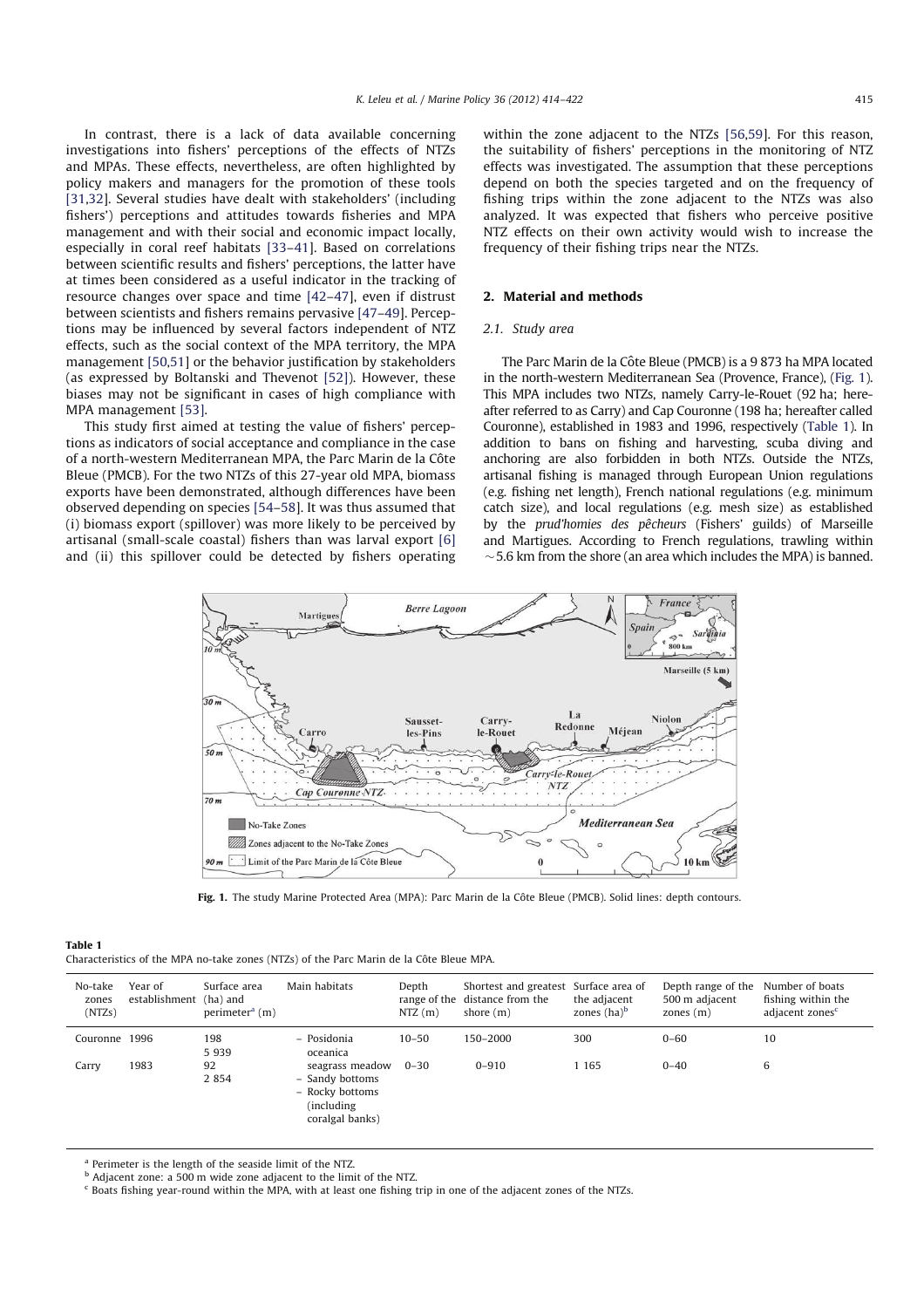In contrast, there is a lack of data available concerning investigations into fishers' perceptions of the effects of NTZs and MPAs. These effects, nevertheless, are often highlighted by policy makers and managers for the promotion of these tools [31,32]. Several studies have dealt with stakeholders' (including fishers') perceptions and attitudes towards fisheries and MPA management and with their social and economic impact locally, especially in coral reef habitats [33–41]. Based on correlations between scientific results and fishers' perceptions, the latter have at times been considered as a useful indicator in the tracking of resource changes over space and time [42–47], even if distrust between scientists and fishers remains pervasive [47–49]. Perceptions may be influenced by several factors independent of NTZ effects, such as the social context of the MPA territory, the MPA management [50,51] or the behavior justification by stakeholders (as expressed by Boltanski and Thevenot [52]). However, these biases may not be significant in cases of high compliance with MPA management [53].

This study first aimed at testing the value of fishers' perceptions as indicators of social acceptance and compliance in the case of a north-western Mediterranean MPA, the Parc Marin de la Côte Bleue (PMCB). For the two NTZs of this 27-year old MPA, biomass exports have been demonstrated, although differences have been observed depending on species [54–58]. It was thus assumed that (i) biomass export (spillover) was more likely to be perceived by artisanal (small-scale coastal) fishers than was larval export [6] and (ii) this spillover could be detected by fishers operating within the zone adjacent to the NTZs [56,59]. For this reason, the suitability of fishers' perceptions in the monitoring of NTZ effects was investigated. The assumption that these perceptions depend on both the species targeted and on the frequency of fishing trips within the zone adjacent to the NTZs was also analyzed. It was expected that fishers who perceive positive NTZ effects on their own activity would wish to increase the frequency of their fishing trips near the NTZs.

## 2. Material and methods

### 2.1. Study area

The Parc Marin de la Côte Bleue (PMCB) is a 9 873 ha MPA located in the north-western Mediterranean Sea (Provence, France), (Fig. 1). This MPA includes two NTZs, namely Carry-le-Rouet (92 ha; hereafter referred to as Carry) and Cap Couronne (198 ha; hereafter called Couronne), established in 1983 and 1996, respectively (Table 1). In addition to bans on fishing and harvesting, scuba diving and anchoring are also forbidden in both NTZs. Outside the NTZs, artisanal fishing is managed through European Union regulations (e.g. fishing net length), French national regulations (e.g. minimum catch size), and local regulations (e.g. mesh size) as established by the *prud'homies des pêcheurs* (Fishers' guilds) of Marseille and Martigues. According to French regulations, trawling within ~5.6 km from the shore (an area which includes the MPA) is banned.

**Fig. 1.** The study Marine Protected Area (MPA): Parc Marin de la Côte Bleue (PMCB). Solid lines: depth contours.

**Table 1**
Characteristics of the MPA no-take zones (NTZs) of the Parc Marin de la Côte Bleue MPA.

| No-take zones (NTZs) | Year of establishment | Surface area (ha) and perimeter[a] (m) | Main habitats | Depth range of the NTZ (m) | Shortest and greatest distance from the shore (m) | Surface area of the adjacent zones (ha)[b] | Depth range of the 500 m adjacent zones (m) | Number of boats fishing within the adjacent zones[c] |
|---|---|---|---|---|---|---|---|---|
| Couronne | 1996 | 198<br>5 939 | – Posidonia oceanica seagrass meadow<br>– Sandy bottoms<br>– Rocky bottoms (including coralgal banks) | 10–50 | 150–2000 | 300 | 0–60 | 10 |
| Carry | 1983 | 92<br>2 854 | | 0–30 | 0–910 | 1 165 | 0–40 | 6 |

[a] Perimeter is the length of the seaside limit of the NTZ.
[b] Adjacent zone: a 500 m wide zone adjacent to the limit of the NTZ.
[c] Boats fishing year-round within the MPA, with at least one fishing trip in one of the adjacent zones of the NTZs.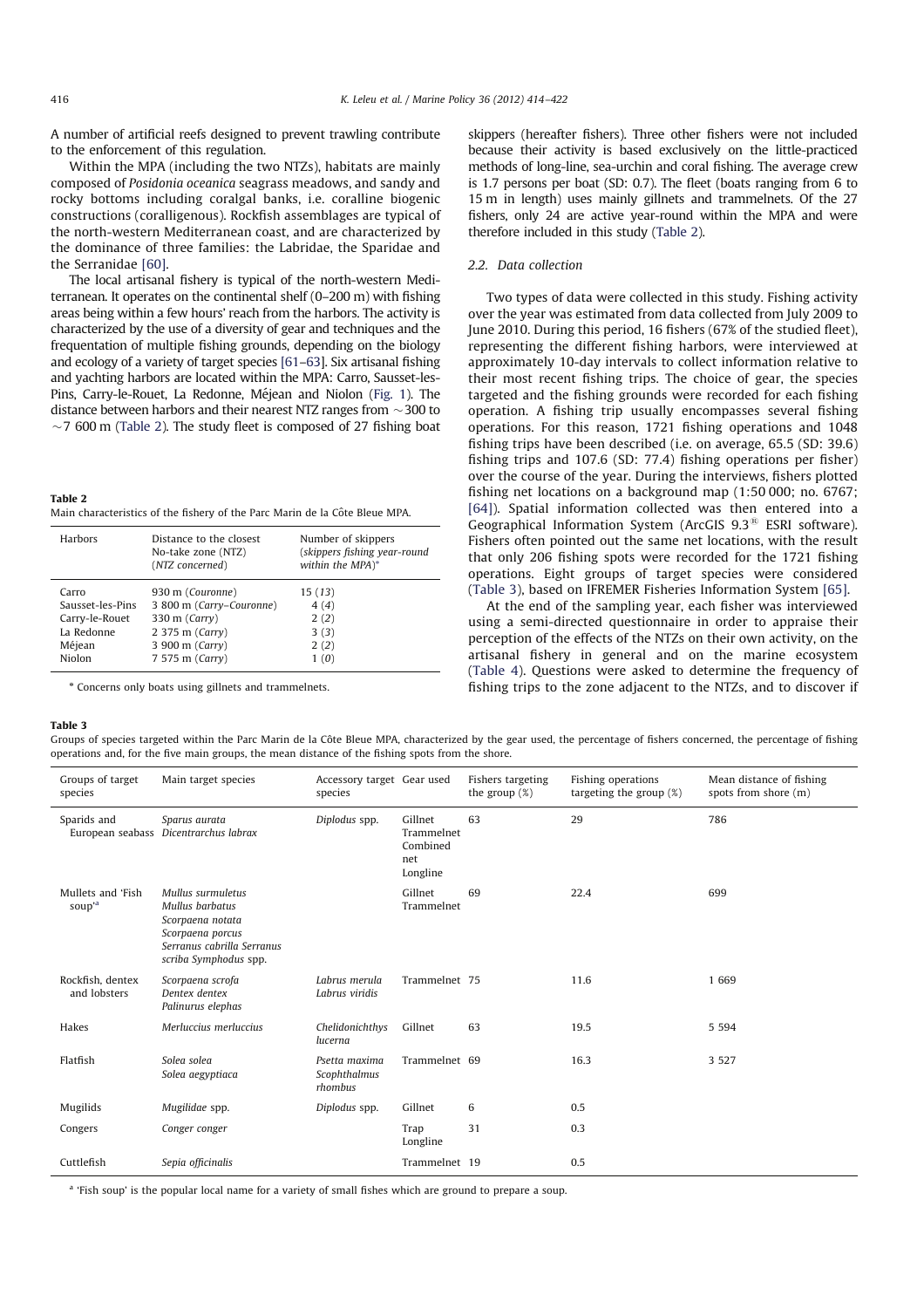A number of artificial reefs designed to prevent trawling contribute to the enforcement of this regulation.

Within the MPA (including the two NTZs), habitats are mainly composed of *Posidonia oceanica* seagrass meadows, and sandy and rocky bottoms including coralgal banks, i.e. coralline biogenic constructions (coralligenous). Rockfish assemblages are typical of the north-western Mediterranean coast, and are characterized by the dominance of three families: the Labridae, the Sparidae and the Serranidae [60].

The local artisanal fishery is typical of the north-western Mediterranean. It operates on the continental shelf (0–200 m) with fishing areas being within a few hours' reach from the harbors. The activity is characterized by the use of a diversity of gear and techniques and the frequentation of multiple fishing grounds, depending on the biology and ecology of a variety of target species [61–63]. Six artisanal fishing and yachting harbors are located within the MPA: Carro, Sausset-les-Pins, Carry-le-Rouet, La Redonne, Méjean and Niolon (Fig. 1). The distance between harbors and their nearest NTZ ranges from ~300 to ~7 600 m (Table 2). The study fleet is composed of 27 fishing boat skippers (hereafter fishers). Three other fishers were not included because their activity is based exclusively on the little-practiced methods of long-line, sea-urchin and coral fishing. The average crew is 1.7 persons per boat (SD: 0.7). The fleet (boats ranging from 6 to 15 m in length) uses mainly gillnets and trammelnets. Of the 27 fishers, only 24 are active year-round within the MPA and were therefore included in this study (Table 2).

**Table 2**
Main characteristics of the fishery of the Parc Marin de la Côte Bleue MPA.

| Harbors | Distance to the closest No-take zone (NTZ) (*NTZ concerned*) | Number of skippers (*skippers fishing year-round within the MPA*)[a] |
|---|---|---|
| Carro | 930 m (*Couronne*) | 15 (*13*) |
| Sausset-les-Pins | 3 800 m (*Carry–Couronne*) | 4 (*4*) |
| Carry-le-Rouet | 330 m (*Carry*) | 2 (*2*) |
| La Redonne | 2 375 m (*Carry*) | 3 (*3*) |
| Méjean | 3 900 m (*Carry*) | 2 (*2*) |
| Niolon | 7 575 m (*Carry*) | 1 (*0*) |

[a] Concerns only boats using gillnets and trammelnets.

## 2.2. Data collection

Two types of data were collected in this study. Fishing activity over the year was estimated from data collected from July 2009 to June 2010. During this period, 16 fishers (67% of the studied fleet), representing the different fishing harbors, were interviewed at approximately 10-day intervals to collect information relative to their most recent fishing trips. The choice of gear, the species targeted and the fishing grounds were recorded for each fishing operation. A fishing trip usually encompasses several fishing operations. For this reason, 1721 fishing operations and 1048 fishing trips have been described (i.e. on average, 65.5 (SD: 39.6) fishing trips and 107.6 (SD: 77.4) fishing operations per fisher) over the course of the year. During the interviews, fishers plotted fishing net locations on a background map (1:50 000; no. 6767; [64]). Spatial information collected was then entered into a Geographical Information System (ArcGIS 9.3® ESRI software). Fishers often pointed out the same net locations, with the result that only 206 fishing spots were recorded for the 1721 fishing operations. Eight groups of target species were considered (Table 3), based on IFREMER Fisheries Information System [65].

At the end of the sampling year, each fisher was interviewed using a semi-directed questionnaire in order to appraise their perception of the effects of the NTZs on their own activity, on the artisanal fishery in general and on the marine ecosystem (Table 4). Questions were asked to determine the frequency of fishing trips to the zone adjacent to the NTZs, and to discover if

**Table 3**
Groups of species targeted within the Parc Marin de la Côte Bleue MPA, characterized by the gear used, the percentage of fishers concerned, the percentage of fishing operations and, for the five main groups, the mean distance of the fishing spots from the shore.

| Groups of target species | Main target species | Accessory target species | Gear used | Fishers targeting the group (%) | Fishing operations targeting the group (%) | Mean distance of fishing spots from shore (m) |
|---|---|---|---|---|---|---|
| Sparids and European seabass | *Sparus aurata* *Dicentrarchus labrax* | *Diplodus* spp. | Gillnet Trammelnet Combined net Longline | 63 | 29 | 786 |
| Mullets and 'Fish soup'[a] | *Mullus surmuletus* *Mullus barbatus* *Scorpaena notata* *Scorpaena porcus* *Serranus cabrilla Serranus scriba Symphodus* spp. | | Gillnet Trammelnet | 69 | 22.4 | 699 |
| Rockfish, dentex and lobsters | *Scorpaena scrofa* *Dentex dentex* *Palinurus elephas* | *Labrus merula* *Labrus viridis* | Trammelnet | 75 | 11.6 | 1 669 |
| Hakes | *Merluccius merluccius* | *Chelidonichthys lucerna* | Gillnet | 63 | 19.5 | 5 594 |
| Flatfish | *Solea solea* *Solea aegyptiaca* | *Psetta maxima* *Scophthalmus rhombus* | Trammelnet | 69 | 16.3 | 3 527 |
| Mugilids | *Mugilidae* spp. | *Diplodus* spp. | Gillnet | 6 | 0.5 | |
| Congers | *Conger conger* | | Trap Longline | 31 | 0.3 | |
| Cuttlefish | *Sepia officinalis* | | Trammelnet | 19 | 0.5 | |

[a] 'Fish soup' is the popular local name for a variety of small fishes which are ground to prepare a soup.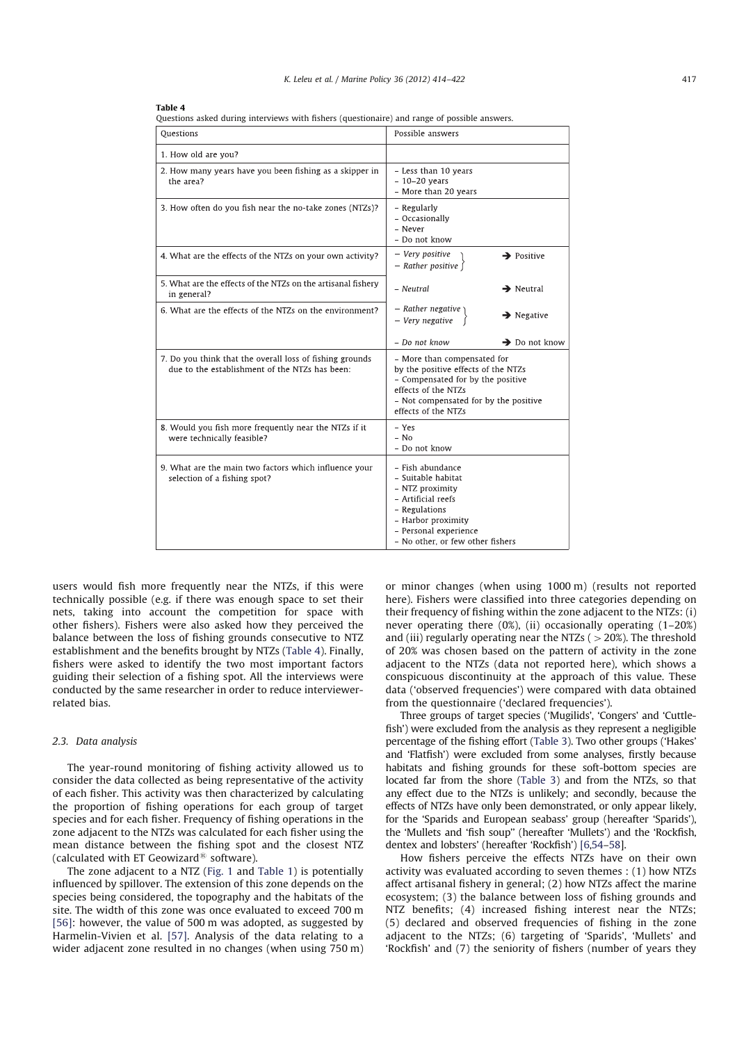**Table 4**
Questions asked during interviews with fishers (questionaire) and range of possible answers.

| Questions | Possible answers |
|---|---|
| 1. How old are you? | |
| 2. How many years have you been fishing as a skipper in the area? | – Less than 10 years<br>– 10–20 years<br>– More than 20 years |
| 3. How often do you fish near the no-take zones (NTZs)? | – Regularly<br>– Occasionally<br>– Never<br>– Do not know |
| 4. What are the effects of the NTZs on your own activity? | – *Very positive* } → Positive<br>– *Rather positive* } |
| 5. What are the effects of the NTZs on the artisanal fishery in general? | – *Neutral* → Neutral |
| 6. What are the effects of the NTZs on the environment? | – *Rather negative* } → Negative<br>– *Very negative* }<br>– *Do not know* → Do not know |
| 7. Do you think that the overall loss of fishing grounds due to the establishment of the NTZs has been: | – More than compensated for by the positive effects of the NTZs<br>– Compensated for by the positive effects of the NTZs<br>– Not compensated for by the positive effects of the NTZs |
| 8. Would you fish more frequently near the NTZs if it were technically feasible? | – Yes<br>– No<br>– Do not know |
| 9. What are the main two factors which influence your selection of a fishing spot? | – Fish abundance<br>– Suitable habitat<br>– NTZ proximity<br>– Artificial reefs<br>– Regulations<br>– Harbor proximity<br>– Personal experience<br>– No other, or few other fishers |

users would fish more frequently near the NTZs, if this were technically possible (e.g. if there was enough space to set their nets, taking into account the competition for space with other fishers). Fishers were also asked how they perceived the balance between the loss of fishing grounds consecutive to NTZ establishment and the benefits brought by NTZs (Table 4). Finally, fishers were asked to identify the two most important factors guiding their selection of a fishing spot. All the interviews were conducted by the same researcher in order to reduce interviewer-related bias.

### 2.3. Data analysis

The year-round monitoring of fishing activity allowed us to consider the data collected as being representative of the activity of each fisher. This activity was then characterized by calculating the proportion of fishing operations for each group of target species and for each fisher. Frequency of fishing operations in the zone adjacent to the NTZs was calculated for each fisher using the mean distance between the fishing spot and the closest NTZ (calculated with ET Geowizard® software).

The zone adjacent to a NTZ (Fig. 1 and Table 1) is potentially influenced by spillover. The extension of this zone depends on the species being considered, the topography and the habitats of the site. The width of this zone was once evaluated to exceed 700 m [56]: however, the value of 500 m was adopted, as suggested by Harmelin-Vivien et al. [57]. Analysis of the data relating to a wider adjacent zone resulted in no changes (when using 750 m) or minor changes (when using 1000 m) (results not reported here). Fishers were classified into three categories depending on their frequency of fishing within the zone adjacent to the NTZs: (i) never operating there (0%), (ii) occasionally operating (1–20%) and (iii) regularly operating near the NTZs ( > 20%). The threshold of 20% was chosen based on the pattern of activity in the zone adjacent to the NTZs (data not reported here), which shows a conspicuous discontinuity at the approach of this value. These data ('observed frequencies') were compared with data obtained from the questionnaire ('declared frequencies').

Three groups of target species ('Mugilids', 'Congers' and 'Cuttlefish') were excluded from the analysis as they represent a negligible percentage of the fishing effort (Table 3). Two other groups ('Hakes' and 'Flatfish') were excluded from some analyses, firstly because habitats and fishing grounds for these soft-bottom species are located far from the shore (Table 3) and from the NTZs, so that any effect due to the NTZs is unlikely; and secondly, because the effects of NTZs have only been demonstrated, or only appear likely, for the 'Sparids and European seabass' group (hereafter 'Sparids'), the 'Mullets and 'fish soup'' (hereafter 'Mullets') and the 'Rockfish, dentex and lobsters' (hereafter 'Rockfish') [6,54–58].

How fishers perceive the effects NTZs have on their own activity was evaluated according to seven themes : (1) how NTZs affect artisanal fishery in general; (2) how NTZs affect the marine ecosystem; (3) the balance between loss of fishing grounds and NTZ benefits; (4) increased fishing interest near the NTZs; (5) declared and observed frequencies of fishing in the zone adjacent to the NTZs; (6) targeting of 'Sparids', 'Mullets' and 'Rockfish' and (7) the seniority of fishers (number of years they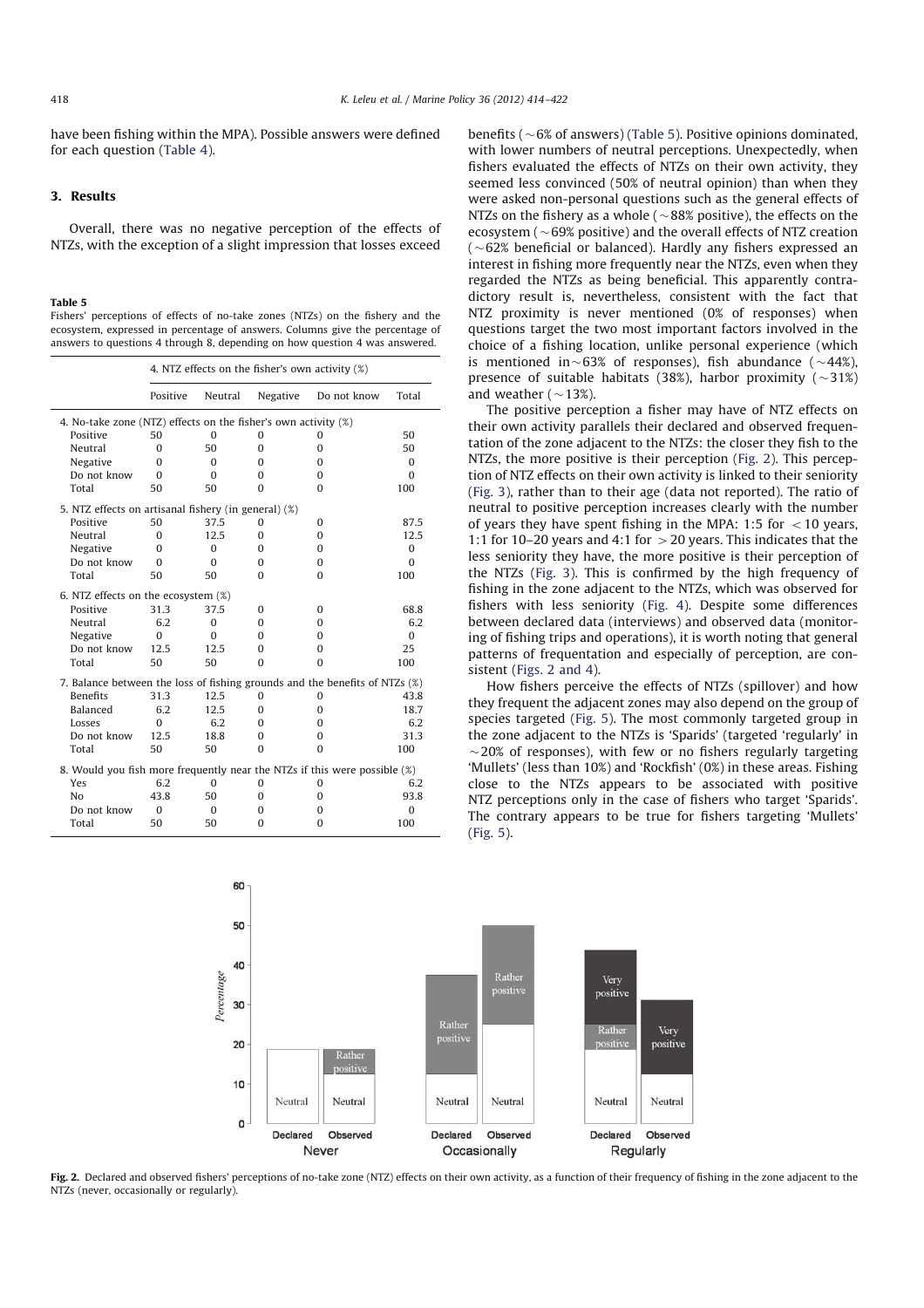have been fishing within the MPA). Possible answers were defined for each question (Table 4).

## 3. Results

Overall, there was no negative perception of the effects of NTZs, with the exception of a slight impression that losses exceed benefits (~6% of answers) (Table 5). Positive opinions dominated, with lower numbers of neutral perceptions. Unexpectedly, when fishers evaluated the effects of NTZs on their own activity, they seemed less convinced (50% of neutral opinion) than when they were asked non-personal questions such as the general effects of NTZs on the fishery as a whole (~88% positive), the effects on the ecosystem (~69% positive) and the overall effects of NTZ creation (~62% beneficial or balanced). Hardly any fishers expressed an interest in fishing more frequently near the NTZs, even when they regarded the NTZs as being beneficial. This apparently contradictory result is, nevertheless, consistent with the fact that NTZ proximity is never mentioned (0% of responses) when questions target the two most important factors involved in the choice of a fishing location, unlike personal experience (which is mentioned in ~63% of responses), fish abundance (~44%), presence of suitable habitats (38%), harbor proximity (~31%) and weather (~13%).

The positive perception a fisher may have of NTZ effects on their own activity parallels their declared and observed frequentation of the zone adjacent to the NTZs: the closer they fish to the NTZs, the more positive is their perception (Fig. 2). This perception of NTZ effects on their own activity is linked to their seniority (Fig. 3), rather than to their age (data not reported). The ratio of neutral to positive perception increases clearly with the number of years they have spent fishing in the MPA: 1:5 for <10 years, 1:1 for 10–20 years and 4:1 for >20 years. This indicates that the less seniority they have, the more positive is their perception of the NTZs (Fig. 3). This is confirmed by the high frequency of fishing in the zone adjacent to the NTZs, which was observed for fishers with less seniority (Fig. 4). Despite some differences between declared data (interviews) and observed data (monitoring of fishing trips and operations), it is worth noting that general patterns of frequentation and especially of perception, are consistent (Figs. 2 and 4).

How fishers perceive the effects of NTZs (spillover) and how they frequent the adjacent zones may also depend on the group of species targeted (Fig. 5). The most commonly targeted group in the zone adjacent to the NTZs is 'Sparids' (targeted 'regularly' in ~20% of responses), with few or no fishers regularly targeting 'Mullets' (less than 10%) and 'Rockfish' (0%) in these areas. Fishing close to the NTZs appears to be associated with positive NTZ perceptions only in the case of fishers who target 'Sparids'. The contrary appears to be true for fishers targeting 'Mullets' (Fig. 5).

**Table 5**
Fishers' perceptions of effects of no-take zones (NTZs) on the fishery and the ecosystem, expressed in percentage of answers. Columns give the percentage of answers to questions 4 through 8, depending on how question 4 was answered.

| | 4. NTZ effects on the fisher's own activity (%) | | | | |
|---|---|---|---|---|---|
| | Positive | Neutral | Negative | Do not know | Total |
| **4. No-take zone (NTZ) effects on the fisher's own activity (%)** | | | | | |
| Positive | 50 | 0 | 0 | 0 | 50 |
| Neutral | 0 | 50 | 0 | 0 | 50 |
| Negative | 0 | 0 | 0 | 0 | 0 |
| Do not know | 0 | 0 | 0 | 0 | 0 |
| Total | 50 | 50 | 0 | 0 | 100 |
| **5. NTZ effects on artisanal fishery (in general) (%)** | | | | | |
| Positive | 50 | 37.5 | 0 | 0 | 87.5 |
| Neutral | 0 | 12.5 | 0 | 0 | 12.5 |
| Negative | 0 | 0 | 0 | 0 | 0 |
| Do not know | 0 | 0 | 0 | 0 | 0 |
| Total | 50 | 50 | 0 | 0 | 100 |
| **6. NTZ effects on the ecosystem (%)** | | | | | |
| Positive | 31.3 | 37.5 | 0 | 0 | 68.8 |
| Neutral | 6.2 | 0 | 0 | 0 | 6.2 |
| Negative | 0 | 0 | 0 | 0 | 0 |
| Do not know | 12.5 | 12.5 | 0 | 0 | 25 |
| Total | 50 | 50 | 0 | 0 | 100 |
| **7. Balance between the loss of fishing grounds and the benefits of NTZs (%)** | | | | | |
| Benefits | 31.3 | 12.5 | 0 | 0 | 43.8 |
| Balanced | 6.2 | 12.5 | 0 | 0 | 18.7 |
| Losses | 0 | 6.2 | 0 | 0 | 6.2 |
| Do not know | 12.5 | 18.8 | 0 | 0 | 31.3 |
| Total | 50 | 50 | 0 | 0 | 100 |
| **8. Would you fish more frequently near the NTZs if this were possible (%)** | | | | | |
| Yes | 6.2 | 0 | 0 | 0 | 6.2 |
| No | 43.8 | 50 | 0 | 0 | 93.8 |
| Do not know | 0 | 0 | 0 | 0 | 0 |
| Total | 50 | 50 | 0 | 0 | 100 |

**Fig. 2.** Declared and observed fishers' perceptions of no-take zone (NTZ) effects on their own activity, as a function of their frequency of fishing in the zone adjacent to the NTZs (never, occasionally or regularly).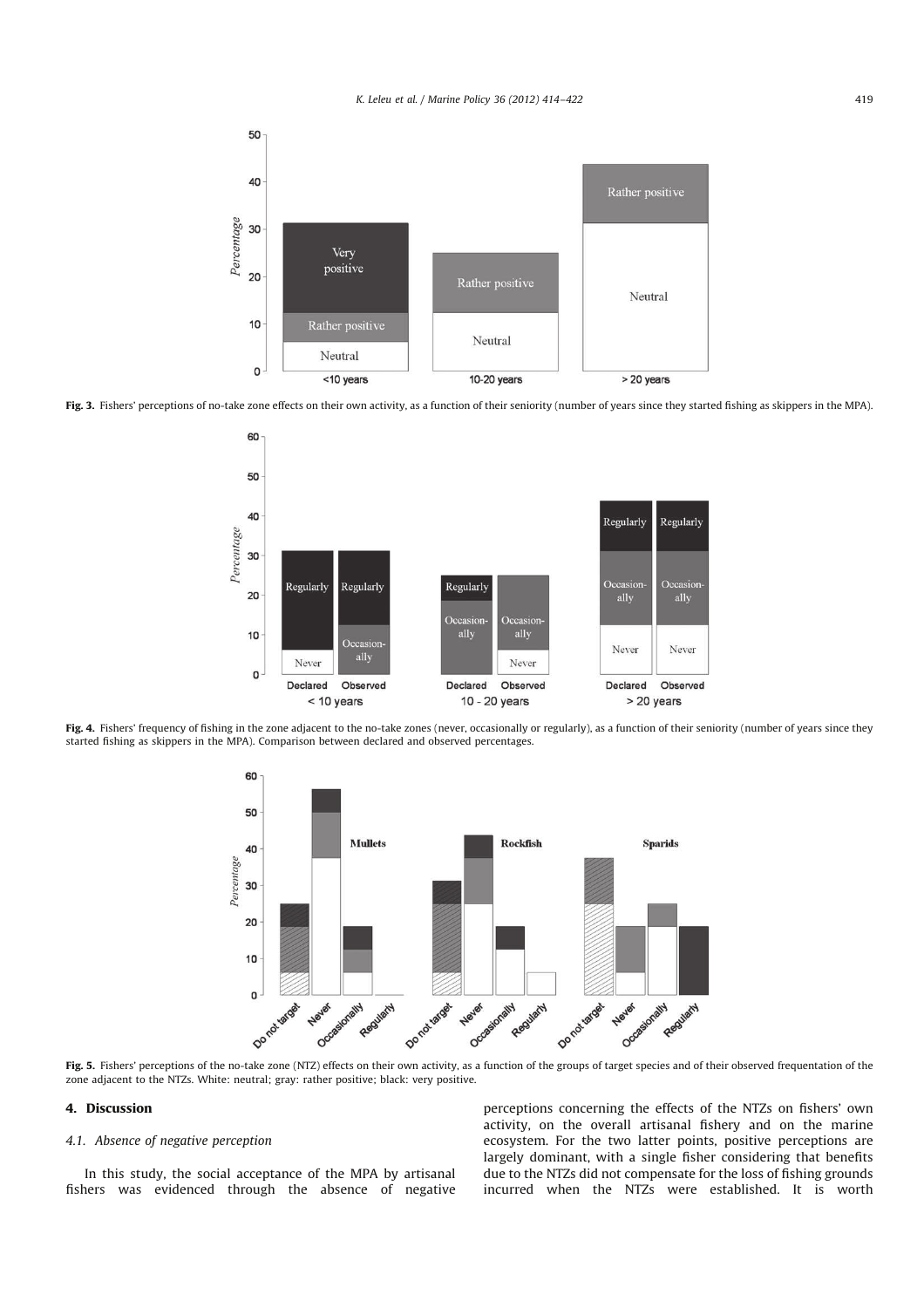Fig. 3. Fishers' perceptions of no-take zone effects on their own activity, as a function of their seniority (number of years since they started fishing as skippers in the MPA).

Fig. 4. Fishers' frequency of fishing in the zone adjacent to the no-take zones (never, occasionally or regularly), as a function of their seniority (number of years since they started fishing as skippers in the MPA). Comparison between declared and observed percentages.

Fig. 5. Fishers' perceptions of the no-take zone (NTZ) effects on their own activity, as a function of the groups of target species and of their observed frequentation of the zone adjacent to the NTZs. White: neutral; gray: rather positive; black: very positive.

## 4. Discussion

### 4.1. Absence of negative perception

In this study, the social acceptance of the MPA by artisanal fishers was evidenced through the absence of negative perceptions concerning the effects of the NTZs on fishers' own activity, on the overall artisanal fishery and on the marine ecosystem. For the two latter points, positive perceptions are largely dominant, with a single fisher considering that benefits due to the NTZs did not compensate for the loss of fishing grounds incurred when the NTZs were established. It is worth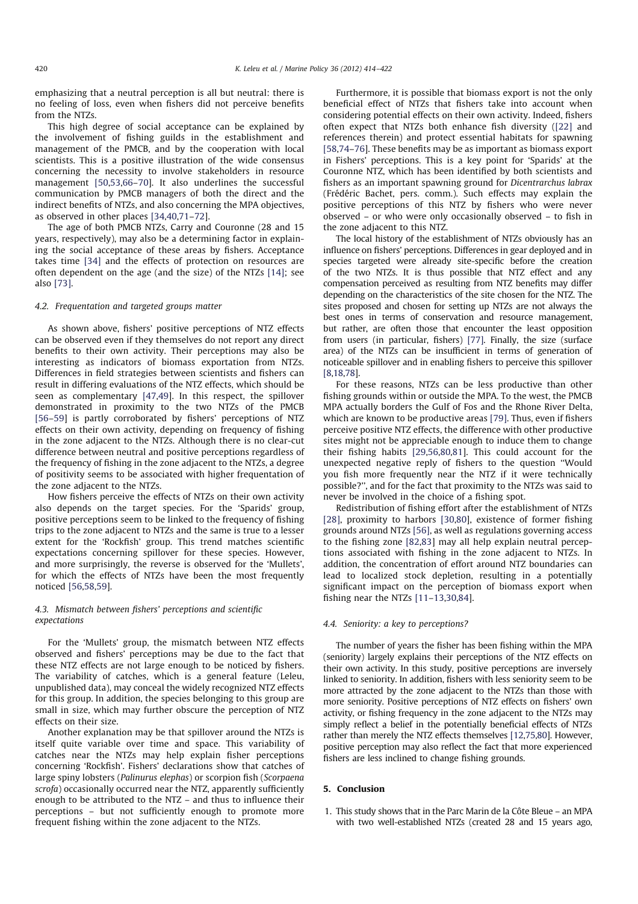emphasizing that a neutral perception is all but neutral: there is no feeling of loss, even when fishers did not perceive benefits from the NTZs.

This high degree of social acceptance can be explained by the involvement of fishing guilds in the establishment and management of the PMCB, and by the cooperation with local scientists. This is a positive illustration of the wide consensus concerning the necessity to involve stakeholders in resource management [50,53,66–70]. It also underlines the successful communication by PMCB managers of both the direct and the indirect benefits of NTZs, and also concerning the MPA objectives, as observed in other places [34,40,71–72].

The age of both PMCB NTZs, Carry and Couronne (28 and 15 years, respectively), may also be a determining factor in explaining the social acceptance of these areas by fishers. Acceptance takes time [34] and the effects of protection on resources are often dependent on the age (and the size) of the NTZs [14]; see also [73].

### 4.2. Frequentation and targeted groups matter

As shown above, fishers' positive perceptions of NTZ effects can be observed even if they themselves do not report any direct benefits to their own activity. Their perceptions may also be interesting as indicators of biomass exportation from NTZs. Differences in field strategies between scientists and fishers can result in differing evaluations of the NTZ effects, which should be seen as complementary [47,49]. In this respect, the spillover demonstrated in proximity to the two NTZs of the PMCB [56–59] is partly corroborated by fishers' perceptions of NTZ effects on their own activity, depending on frequency of fishing in the zone adjacent to the NTZs. Although there is no clear-cut difference between neutral and positive perceptions regardless of the frequency of fishing in the zone adjacent to the NTZs, a degree of positivity seems to be associated with higher frequentation of the zone adjacent to the NTZs.

How fishers perceive the effects of NTZs on their own activity also depends on the target species. For the 'Sparids' group, positive perceptions seem to be linked to the frequency of fishing trips to the zone adjacent to NTZs and the same is true to a lesser extent for the 'Rockfish' group. This trend matches scientific expectations concerning spillover for these species. However, and more surprisingly, the reverse is observed for the 'Mullets', for which the effects of NTZs have been the most frequently noticed [56,58,59].

### 4.3. Mismatch between fishers' perceptions and scientific expectations

For the 'Mullets' group, the mismatch between NTZ effects observed and fishers' perceptions may be due to the fact that these NTZ effects are not large enough to be noticed by fishers. The variability of catches, which is a general feature (Leleu, unpublished data), may conceal the widely recognized NTZ effects for this group. In addition, the species belonging to this group are small in size, which may further obscure the perception of NTZ effects on their size.

Another explanation may be that spillover around the NTZs is itself quite variable over time and space. This variability of catches near the NTZs may help explain fisher perceptions concerning 'Rockfish'. Fishers' declarations show that catches of large spiny lobsters (*Palinurus elephas*) or scorpion fish (*Scorpaena scrofa*) occasionally occurred near the NTZ, apparently sufficiently enough to be attributed to the NTZ – and thus to influence their perceptions – but not sufficiently enough to promote more frequent fishing within the zone adjacent to the NTZs.

Furthermore, it is possible that biomass export is not the only beneficial effect of NTZs that fishers take into account when considering potential effects on their own activity. Indeed, fishers often expect that NTZs both enhance fish diversity ([22] and references therein) and protect essential habitats for spawning [58,74–76]. These benefits may be as important as biomass export in Fishers' perceptions. This is a key point for 'Sparids' at the Couronne NTZ, which has been identified by both scientists and fishers as an important spawning ground for *Dicentrarchus labrax* (Frédéric Bachet, pers. comm.). Such effects may explain the positive perceptions of this NTZ by fishers who were never observed – or who were only occasionally observed – to fish in the zone adjacent to this NTZ.

The local history of the establishment of NTZs obviously has an influence on fishers' perceptions. Differences in gear deployed and in species targeted were already site-specific before the creation of the two NTZs. It is thus possible that NTZ effect and any compensation perceived as resulting from NTZ benefits may differ depending on the characteristics of the site chosen for the NTZ. The sites proposed and chosen for setting up NTZs are not always the best ones in terms of conservation and resource management, but rather, are often those that encounter the least opposition from users (in particular, fishers) [77]. Finally, the size (surface area) of the NTZs can be insufficient in terms of generation of noticeable spillover and in enabling fishers to perceive this spillover [8,18,78].

For these reasons, NTZs can be less productive than other fishing grounds within or outside the MPA. To the west, the PMCB MPA actually borders the Gulf of Fos and the Rhone River Delta, which are known to be productive areas [79]. Thus, even if fishers perceive positive NTZ effects, the difference with other productive sites might not be appreciable enough to induce them to change their fishing habits [29,56,80,81]. This could account for the unexpected negative reply of fishers to the question "Would you fish more frequently near the NTZ if it were technically possible?", and for the fact that proximity to the NTZs was said to never be involved in the choice of a fishing spot.

Redistribution of fishing effort after the establishment of NTZs [28], proximity to harbors [30,80], existence of former fishing grounds around NTZs [56], as well as regulations governing access to the fishing zone [82,83] may all help explain neutral perceptions associated with fishing in the zone adjacent to NTZs. In addition, the concentration of effort around NTZ boundaries can lead to localized stock depletion, resulting in a potentially significant impact on the perception of biomass export when fishing near the NTZs [11–13,30,84].

### 4.4. Seniority: a key to perceptions?

The number of years the fisher has been fishing within the MPA (seniority) largely explains their perceptions of the NTZ effects on their own activity. In this study, positive perceptions are inversely linked to seniority. In addition, fishers with less seniority seem to be more attracted by the zone adjacent to the NTZs than those with more seniority. Positive perceptions of NTZ effects on fishers' own activity, or fishing frequency in the zone adjacent to the NTZs may simply reflect a belief in the potentially beneficial effects of NTZs rather than merely the NTZ effects themselves [12,75,80]. However, positive perception may also reflect the fact that more experienced fishers are less inclined to change fishing grounds.

## 5. Conclusion

1. This study shows that in the Parc Marin de la Côte Bleue – an MPA with two well-established NTZs (created 28 and 15 years ago,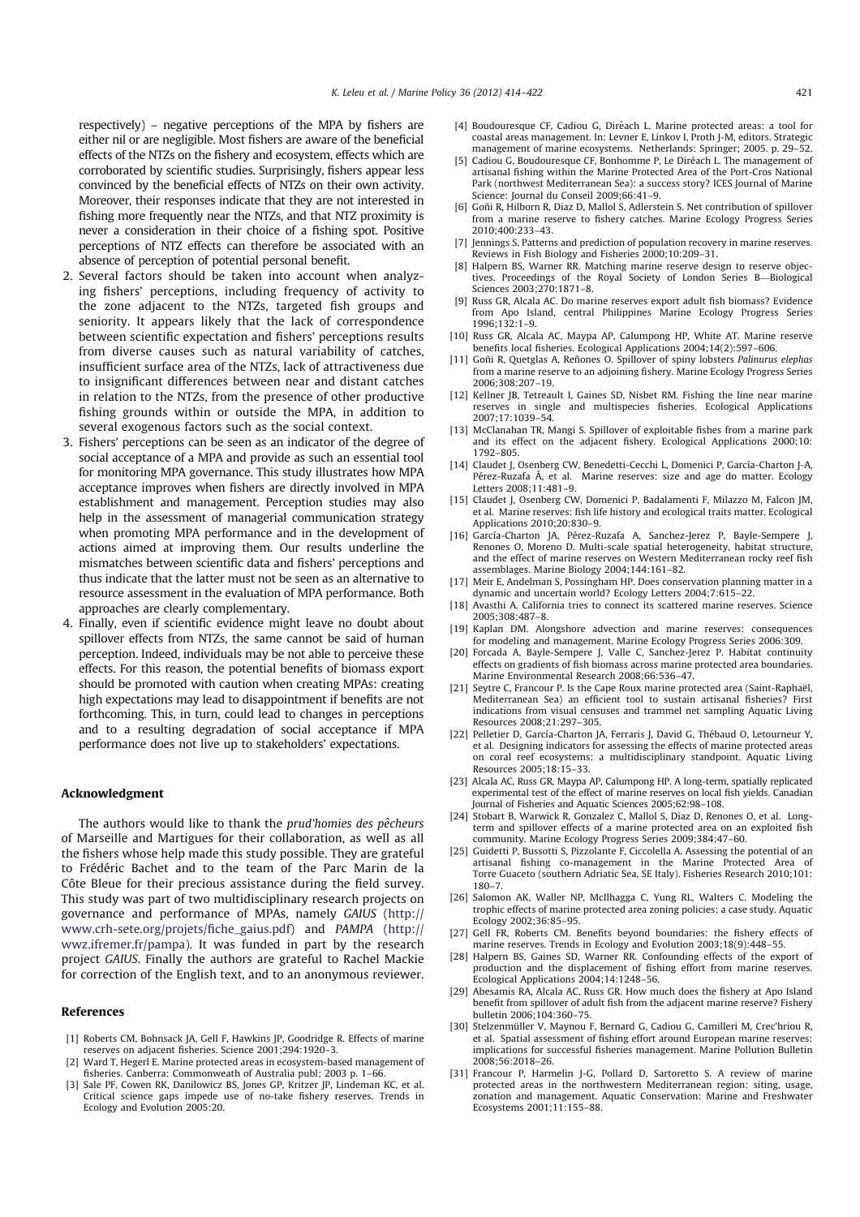respectively) – negative perceptions of the MPA by fishers are either nil or are negligible. Most fishers are aware of the beneficial effects of the NTZs on the fishery and ecosystem, effects which are corroborated by scientific studies. Surprisingly, fishers appear less convinced by the beneficial effects of NTZs on their own activity. Moreover, their responses indicate that they are not interested in fishing more frequently near the NTZs, and that NTZ proximity is never a consideration in their choice of a fishing spot. Positive perceptions of NTZ effects can therefore be associated with an absence of perception of potential personal benefit.

2. Several factors should be taken into account when analyzing fishers' perceptions, including frequency of activity to the zone adjacent to the NTZs, targeted fish groups and seniority. It appears likely that the lack of correspondence between scientific expectation and fishers' perceptions results from diverse causes such as natural variability of catches, insufficient surface area of the NTZs, lack of attractiveness due to insignificant differences between near and distant catches in relation to the NTZs, from the presence of other productive fishing grounds within or outside the MPA, in addition to several exogenous factors such as the social context.
3. Fishers' perceptions can be seen as an indicator of the degree of social acceptance of a MPA and provide as such an essential tool for monitoring MPA governance. This study illustrates how MPA acceptance improves when fishers are directly involved in MPA establishment and management. Perception studies may also help in the assessment of managerial communication strategy when promoting MPA performance and in the development of actions aimed at improving them. Our results underline the mismatches between scientific data and fishers' perceptions and thus indicate that the latter must not be seen as an alternative to resource assessment in the evaluation of MPA performance. Both approaches are clearly complementary.
4. Finally, even if scientific evidence might leave no doubt about spillover effects from NTZs, the same cannot be said of human perception. Indeed, individuals may be not able to perceive these effects. For this reason, the potential benefits of biomass export should be promoted with caution when creating MPAs: creating high expectations may lead to disappointment if benefits are not forthcoming. This, in turn, could lead to changes in perceptions and to a resulting degradation of social acceptance if MPA performance does not live up to stakeholders' expectations.

## Acknowledgment

The authors would like to thank the *prud'homies des pêcheurs* of Marseille and Martigues for their collaboration, as well as all the fishers whose help made this study possible. They are grateful to Frédéric Bachet and to the team of the Parc Marin de la Côte Bleue for their precious assistance during the field survey. This study was part of two multidisciplinary research projects on governance and performance of MPAs, namely *GAIUS* (http://www.crh-sete.org/projets/fiche_gaius.pdf) and *PAMPA* (http://wwz.ifremer.fr/pampa). It was funded in part by the research project *GAIUS*. Finally the authors are grateful to Rachel Mackie for correction of the English text, and to an anonymous reviewer.

## References

[1] Roberts CM, Bohnsack JA, Gell F, Hawkins JP, Goodridge R. Effects of marine reserves on adjacent fisheries. Science 2001;294:1920–3.

[2] Ward T, Hegerl E. Marine protected areas in ecosystem-based management of fisheries. Canberra: Commonweath of Australia publ; 2003 p. 1–66.

[3] Sale PF, Cowen RK, Danilowicz BS, Jones GP, Kritzer JP, Lindeman KC, et al. Critical science gaps impede use of no-take fishery reserves. Trends in Ecology and Evolution 2005:20.

[4] Boudouresque CF, Cadiou G, Diréach L. Marine protected areas: a tool for coastal areas management. In: Levner E, Linkov I, Proth J-M, editors. Strategic management of marine ecosystems. Netherlands: Springer; 2005. p. 29–52.

[5] Cadiou G, Boudouresque CF, Bonhomme P, Le Diréach L. The management of artisanal fishing within the Marine Protected Area of the Port-Cros National Park (northwest Mediterranean Sea): a success story? ICES Journal of Marine Science: Journal du Conseil 2009;66:41–9.

[6] Goñi R, Hilborn R, Diaz D, Mallol S, Adlerstein S. Net contribution of spillover from a marine reserve to fishery catches. Marine Ecology Progress Series 2010;400:233–43.

[7] Jennings S. Patterns and prediction of population recovery in marine reserves. Reviews in Fish Biology and Fisheries 2000;10:209–31.

[8] Halpern BS, Warner RR. Matching marine reserve design to reserve objectives. Proceedings of the Royal Society of London Series B—Biological Sciences 2003;270:1871–8.

[9] Russ GR, Alcala AC. Do marine reserves export adult fish biomass? Evidence from Apo Island, central Philippines Marine Ecology Progress Series 1996;132:1–9.

[10] Russ GR, Alcala AC, Maypa AP, Calumpong HP, White AT. Marine reserve benefits local fisheries. Ecological Applications 2004;14(2):597–606.

[11] Goñi R, Quetglas A, Reñones O. Spillover of spiny lobsters *Palinurus elephas* from a marine reserve to an adjoining fishery. Marine Ecology Progress Series 2006;308:207–19.

[12] Kellner JB, Tetreault I, Gaines SD, Nisbet RM. Fishing the line near marine reserves in single and multispecies fisheries. Ecological Applications 2007;17:1039–54.

[13] McClanahan TR, Mangi S. Spillover of exploitable fishes from a marine park and its effect on the adjacent fishery. Ecological Applications 2000;10: 1792–805.

[14] Claudet J, Osenberg CW, Benedetti-Cecchi L, Domenici P, García-Charton J-A, Pérez-Ruzafa Á, et al. Marine reserves: size and age do matter. Ecology Letters 2008;11:481–9.

[15] Claudet J, Osenberg CW, Domenici P, Badalamenti F, Milazzo M, Falcon JM, et al. Marine reserves: fish life history and ecological traits matter. Ecological Applications 2010;20:830–9.

[16] García-Charton JA, Pérez-Ruzafa A, Sanchez-Jerez P, Bayle-Sempere J, Renones O, Moreno D. Multi-scale spatial heterogeneity, habitat structure, and the effect of marine reserves on Western Mediterranean rocky reef fish assemblages. Marine Biology 2004;144:161–82.

[17] Meir E, Andelman S, Possingham HP. Does conservation planning matter in a dynamic and uncertain world? Ecology Letters 2004;7:615–22.

[18] Avasthi A. California tries to connect its scattered marine reserves. Science 2005;308:487–8.

[19] Kaplan DM. Alongshore advection and marine reserves: consequences for modeling and management. Marine Ecology Progress Series 2006:309.

[20] Forcada A, Bayle-Sempere J, Valle C, Sanchez-Jerez P. Habitat continuity effects on gradients of fish biomass across marine protected area boundaries. Marine Environmental Research 2008;66:536–47.

[21] Seytre C, Francour P. Is the Cape Roux marine protected area (Saint-Raphaël, Mediterranean Sea) an efficient tool to sustain artisanal fisheries? First indications from visual censuses and trammel net sampling Aquatic Living Resources 2008;21:297–305.

[22] Pelletier D, García-Charton JA, Ferraris J, David G, Thébaud O, Letourneur Y, et al. Designing indicators for assessing the effects of marine protected areas on coral reef ecosystems: a multidisciplinary standpoint. Aquatic Living Resources 2005;18:15–33.

[23] Alcala AC, Russ GR, Maypa AP, Calumpong HP. A long-term, spatially replicated experimental test of the effect of marine reserves on local fish yields. Canadian Journal of Fisheries and Aquatic Sciences 2005;62:98–108.

[24] Stobart B, Warwick R, Gonzalez C, Mallol S, Diaz D, Renones O, et al. Long-term and spillover effects of a marine protected area on an exploited fish community. Marine Ecology Progress Series 2009;384:47–60.

[25] Guidetti P, Bussotti S, Pizzolante F, Ciccolella A. Assessing the potential of an artisanal fishing co-management in the Marine Protected Area of Torre Guaceto (southern Adriatic Sea, SE Italy). Fisheries Research 2010;101: 180–7.

[26] Salomon AK, Waller NP, McIlhagga C, Yung RL, Walters C. Modeling the trophic effects of marine protected area zoning policies: a case study. Aquatic Ecology 2002;36:85–95.

[27] Gell FR, Roberts CM. Benefits beyond boundaries: the fishery effects of marine reserves. Trends in Ecology and Evolution 2003;18(9):448–55.

[28] Halpern BS, Gaines SD, Warner RR. Confounding effects of the export of production and the displacement of fishing effort from marine reserves. Ecological Applications 2004;14:1248–56.

[29] Abesamis RA, Alcala AC, Russ GR. How much does the fishery at Apo Island benefit from spillover of adult fish from the adjacent marine reserve? Fishery bulletin 2006;104:360–75.

[30] Stelzenmüller V, Maynou F, Bernard G, Cadiou G, Camilleri M, Crec'hriou R, et al. Spatial assessment of fishing effort around European marine reserves: implications for successful fisheries management. Marine Pollution Bulletin 2008;56:2018–26.

[31] Francour P, Harmelin J-G, Pollard D, Sartoretto S. A review of marine protected areas in the northwestern Mediterranean region: siting, usage, zonation and management. Aquatic Conservation: Marine and Freshwater Ecosystems 2001;11:155–88.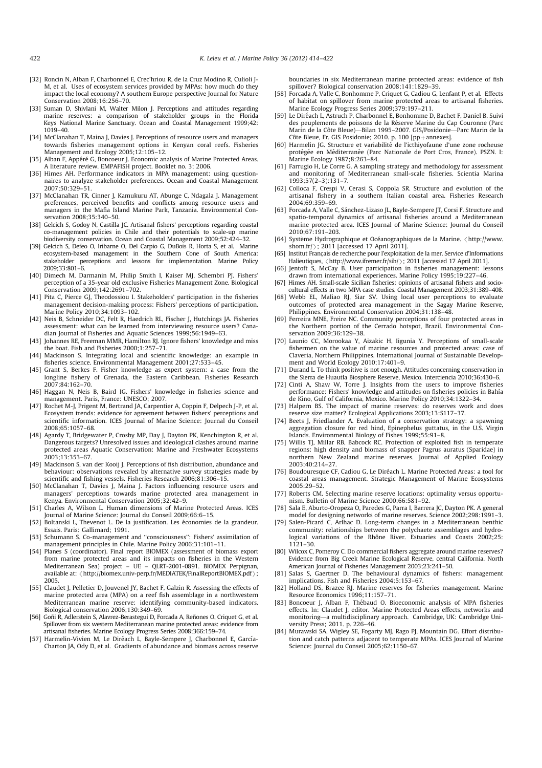[32] Roncin N, Alban F, Charbonnel E, Crec'hriou R, de la Cruz Modino R, Culioli J-M, et al. Uses of ecosystem services provided by MPAs: how much do they impact the local economy? A southern Europe perspective Journal for Nature Conservation 2008;16:256–70.

[33] Suman D, Shivlani M, Walter Milon J. Perceptions and attitudes regarding marine reserves: a comparison of stakeholder groups in the Florida Keys National Marine Sanctuary. Ocean and Coastal Management 1999;42: 1019–40.

[34] McClanahan T, Maina J, Davies J. Perceptions of resource users and managers towards fisheries management options in Kenyan coral reefs. Fisheries Management and Ecology 2005;12:105–12.

[35] Alban F, Appéré G, Boncoeur J. Economic analysis of Marine Protected Areas. A literature review. EMPAFISH project. Booklet no. 3; 2006.

[36] Himes AH. Performance indicators in MPA management: using questionnaires to analyze stakeholder preferences. Ocean and Coastal Management 2007;50:329–51.

[37] McClanahan TR, Cinner J, Kamukuru AT, Abunge C, Ndagala J. Management preferences, perceived benefits and conflicts among resource users and managers in the Mafia Island Marine Park, Tanzania. Environmental Conservation 2008;35:340–50.

[38] Gelcich S, Godoy N, Castilla JC. Artisanal fishers' perceptions regarding coastal co-management policies in Chile and their potentials to scale-up marine biodiversity conservation. Ocean and Coastal Management 2009;52:424–32.

[39] Gelcich S, Defeo O, Iribarne O, Del Carpio G, DuBois R, Horta S, et al. Marine ecosystem-based management in the Southern Cone of South America: stakeholder perceptions and lessons for implementation. Marine Policy 2009;33:801–6.

[40] Dimech M, Darmanin M, Philip Smith I, Kaiser MJ, Schembri PJ. Fishers' perception of a 35-year old exclusive Fisheries Management Zone. Biological Conservation 2009;142:2691–702.

[41] Pita C, Pierce GJ, Theodossiou I. Stakeholders' participation in the fisheries management decision-making process: Fishers' perceptions of participation. Marine Policy 2010;34:1093–102.

[42] Neis B, Schneider DC, Felt R, Haedrich RL, Fischer J, Hutchings JA. Fisheries assessment: what can be learned from interviewing resource users? Canadian Journal of Fisheries and Aquatic Sciences 1999;56:1949–63.

[43] Johannes RE, Freeman MMR, Hamilton RJ. Ignore fishers' knowledge and miss the boat. Fish and Fisheries 2000;1:257–71.

[44] Mackinson S. Integrating local and scientific knowledge: an example in fisheries science. Environmental Management 2001;27:533–45.

[45] Grant S, Berkes F. Fisher knowledge as expert system: a case from the longline fishery of Grenada, the Eastern Caribbean. Fisheries Research 2007;84:162–70.

[46] Haggan N, Neis B, Baird IG. Fishers' knowledge in fisheries science and management. Paris, France: UNESCO; 2007.

[47] Rochet M-J, Prigent M, Bertrand JA, Carpentier A, Coppin F, Delpech J-P, et al. Ecosystem trends: evidence for agreement between fishers' perceptions and scientific information. ICES Journal of Marine Science: Journal du Conseil 2008;65:1057–68.

[48] Agardy T, Bridgewater P, Crosby MP, Day J, Dayton PK, Kenchington R, et al. Dangerous targets? Unresolved issues and ideological clashes around marine protected areas Aquatic Conservation: Marine and Freshwater Ecosystems 2003;13:353–67.

[49] Mackinson S, van der Kooij J. Perceptions of fish distribution, abundance and behaviour: observations revealed by alternative survey strategies made by scientific and fishing vessels. Fisheries Research 2006;81:306–15.

[50] McClanahan T, Davies J, Maina J. Factors influencing resource users and managers' perceptions towards marine protected area management in Kenya. Environmental Conservation 2005;32:42–9.

[51] Charles A, Wilson L. Human dimensions of Marine Protected Areas. ICES Journal of Marine Science: Journal du Conseil 2009;66:6–15.

[52] Boltanski L, Thevenot L. De la justification. Les économies de la grandeur. Essais. Paris: Gallimard; 1991.

[53] Schumann S. Co-management and "consciousness": Fishers' assimilation of management principles in Chile. Marine Policy 2006;31:101–11.

[54] Planes S (coordinator). Final report BIOMEX (assessment of biomass export from marine protected areas and its impacts on fisheries in the Western Mediterranean Sea) project – UE – QLRT-2001-0891. BIOMEX Perpignan, available at: 〈http://biomex.univ-perp.fr/MEDIATEK/FinalReportBIOMEX.pdf〉; 2005.

[55] Claudet J, Pelletier D, Jouvenel JY, Bachet F, Galzin R. Assessing the effects of marine protected area (MPA) on a reef fish assemblage in a northwestern Mediterranean marine reserve: identifying community-based indicators. Biological conservation 2006;130:349–69.

[56] Goñi R, Adlerstein S, Alavrez-Berastegui D, Forcada A, Reñones O, Criquet G, et al. Spillover from six western Mediterranean marine protected areas: evidence from artisanal fisheries. Marine Ecology Progress Series 2008;366:159–74.

[57] Harmelin-Vivien M, Le Diréach L, Bayle-Sempere J, Charbonnel E, García-Charton JA, Ody D, et al. Gradients of abundance and biomass across reserve boundaries in six Mediterranean marine protected areas: evidence of fish spillover? Biological conservation 2008;141:1829–39.

[58] Forcada A, Valle C, Bonhomme P, Criquet G, Cadiou G, Lenfant P, et al. Effects of habitat on spillover from marine protected areas to artisanal fisheries. Marine Ecology Progress Series 2009;379:197–211.

[59] Le Diréach L, Astruch P, Charbonnel E, Bonhomme D, Bachet F, Daniel B. Suivi des peuplements de poissons de la Réserve Marine du Cap Couronne (Parc Marin de la Côte Bleue)—Bilan 1995–2007. GIS/Posidonie—Parc Marin de la Côte Bleue, Fr. GIS Posidonie; 2010. p. 100 [pp + annexes].

[60] Harmelin JG. Structure et variabilité de l'icthiyofaune d'une zone rocheuse protégée en Méditerranée (Parc Nationale de Port Cros, France). PSZN. I: Marine Ecology 1987;8:263–84.

[61] Farrugio H, Le Corre G. A sampling strategy and methodology for assessment and monitoring of Mediterranean small-scale fisheries. Scientia Marina 1993;57(2–3):131–7.

[62] Colloca F, Crespi V, Cerasi S, Coppola SR. Structure and evolution of the artisanal fishery in a southern Italian coastal area. Fisheries Research 2004;69:359–69.

[63] Forcada A, Valle C, Sánchez-Lizaso JL, Bayle-Sempere JT, Corsi F. Structure and spatio-temporal dynamics of artisanal fisheries around a Mediterranean marine protected area. ICES Journal of Marine Science: Journal du Conseil 2010;67:191–203.

[64] Système Hydrographique et Océanographiques de la Marine. 〈http://www.shom.fr/〉; 2011 [accessed 17 April 2011].

[65] Institut Français de recherche pour l'exploitation de la mer. Service d'Informations Halieutiques, 〈http://www.ifremer.fr/sih/〉; 2011 [accessed 17 April 2011].

[66] Jentoft S, McCay B. User participation in fisheries management: lessons drawn from international experiences. Marine Policy 1995;19:227–46.

[67] Himes AH. Small-scale Sicilian fisheries: opinions of artisanal fishers and socio-cultural effects in two MPA case studies. Coastal Management 2003;31:389–408.

[68] Webb EL, Maliao RJ, Siar SV. Using local user perceptions to evaluate outcomes of protected area management in the Sagay Marine Reserve, Philippines. Environmental Conservation 2004;31:138–48.

[69] Ferreira MNE, Freire NC. Community perceptions of four protected areas in the Northern portion of the Cerrado hotspot, Brazil. Environmental Conservation 2009;36:129–38.

[70] Launio CC, Morookaa Y, Aizakic H, Iigunia Y. Perceptions of small-scale fishermen on the value of marine resources and protected areas: case of Claveria, Northern Philippines. International Journal of Sustainable Development and World Ecology 2010;17:401–9.

[71] Durand L. To think positive is not enough. Attitudes concerning conservation in the Sierra de Huautla Biosphere Reserve, Mexico. Interciencia 2010;36:430–6.

[72] Cinti A, Shaw W, Torre J. Insights from the users to improve fisheries performance: Fishers' knowledge and attitudes on fisheries policies in Bahía de Kino, Gulf of California, Mexico. Marine Policy 2010;34:1322–34.

[73] Halpern BS. The impact of marine reserves: do reserves work and does reserve size matter? Ecological Applications 2003;13:S117–37.

[74] Beets J, Friedlander A. Evaluation of a conservation strategy: a spawning aggregation closure for red hind, Epinephelus guttatus, in the U.S. Virgin Islands. Environmental Biology of Fishes 1999;55:91–8.

[75] Willis TJ, Millar RB, Babcock RC. Protection of exploited fish in temperate regions: high density and biomass of snapper Pagrus auratus (Sparidae) in northern New Zealand marine reserves. Journal of Applied Ecology 2003;40:214–27.

[76] Boudouresque CF, Cadiou G, Le Diréach L. Marine Protected Areas: a tool for coastal areas management. Strategic Management of Marine Ecosystems 2005:29–52.

[77] Roberts CM. Selecting marine reserve locations: optimality versus opportunism. Bulletin of Marine Science 2000;66:581–92.

[78] Sala E, Aburto-Oropeza O, Paredes G, Parra I, Barrera JC, Dayton PK. A general model for designing networks of marine reserves. Science 2002;298:1991–3.

[79] Salen-Picard C, Arlhac D. Long-term changes in a Mediterranean benthic community: relationships between the polychaete assemblages and hydrological variations of the Rhône River. Estuaries and Coasts 2002;25: 1121–30.

[80] Wilcox C, Pomeroy C. Do commercial fishers aggregate around marine reserves? Evidence from Big Creek Marine Ecological Reserve, central California. North American Journal of Fisheries Management 2003;23:241–50.

[81] Salas S, Gaertner D. The behavioural dynamics of fishers: management implications. Fish and Fisheries 2004;5:153–67.

[82] Holland DS, Brazee RJ. Marine reserves for fisheries management. Marine Resource Economics 1996;11:157–71.

[83] Boncoeur J, Alban F, Thébaud O. Bioeconomic analysis of MPA fisheries effects. In: Claudet J, editor. Marine Protected Areas effects, networks and monitoring—a multidisciplinary approach. Cambridge, UK: Cambridge University Press; 2011. p. 226–46.

[84] Murawski SA, Wigley SE, Fogarty MJ, Rago PJ, Mountain DG. Effort distribution and catch patterns adjacent to temperate MPAs. ICES Journal of Marine Science: Journal du Conseil 2005;62:1150–67.